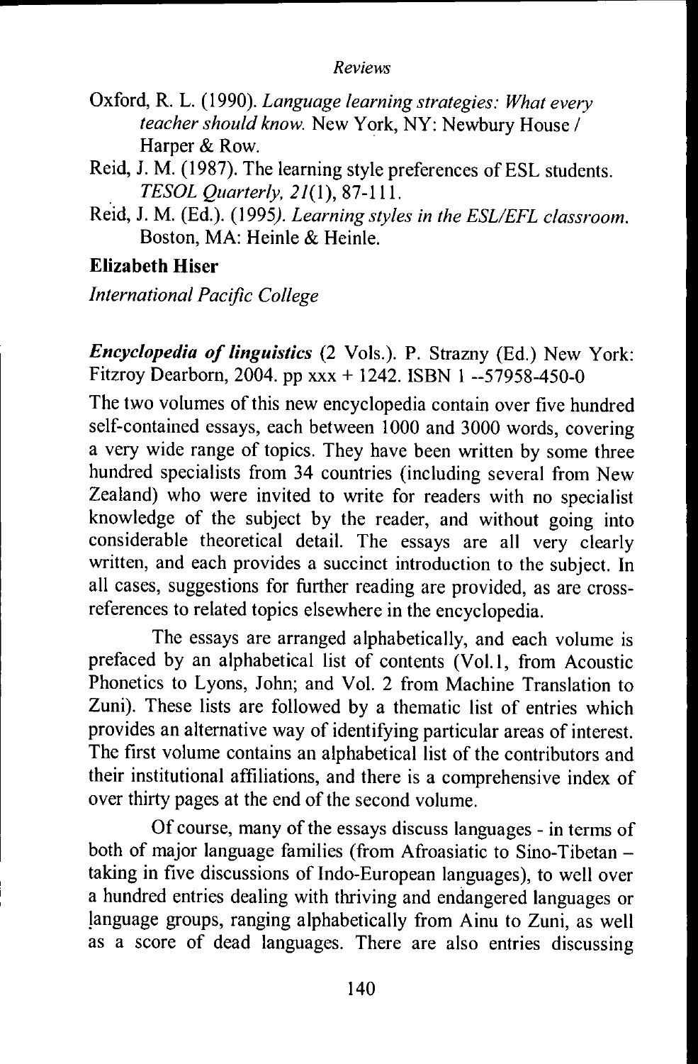Oxford, R. L. (1990). *Language learning strategies: What every teacher should know.* New York, NY: Newbury House / Harper & Row.

Reid, J. M. (1987). The learning style preferences of ESL students. *TESOL Quarterly, 21*(1), 87-111.

Reid, J. M. (Ed.). (1995). *Learning styles in the ESL/EFL classroom.* Boston, MA: Heinle & Heinle.

**Elizabeth Hiser**

*International Pacific College*

***Encyclopedia of linguistics*** (2 Vols.). P. Strazny (Ed.) New York: Fitzroy Dearborn, 2004. pp xxx + 1242. ISBN 1 --57958-450-0

The two volumes of this new encyclopedia contain over five hundred self-contained essays, each between 1000 and 3000 words, covering a very wide range of topics. They have been written by some three hundred specialists from 34 countries (including several from New Zealand) who were invited to write for readers with no specialist knowledge of the subject by the reader, and without going into considerable theoretical detail. The essays are all very clearly written, and each provides a succinct introduction to the subject. In all cases, suggestions for further reading are provided, as are cross-references to related topics elsewhere in the encyclopedia.

The essays are arranged alphabetically, and each volume is prefaced by an alphabetical list of contents (Vol.1, from Acoustic Phonetics to Lyons, John; and Vol. 2 from Machine Translation to Zuni). These lists are followed by a thematic list of entries which provides an alternative way of identifying particular areas of interest. The first volume contains an alphabetical list of the contributors and their institutional affiliations, and there is a comprehensive index of over thirty pages at the end of the second volume.

Of course, many of the essays discuss languages - in terms of both of major language families (from Afroasiatic to Sino-Tibetan – taking in five discussions of Indo-European languages), to well over a hundred entries dealing with thriving and endangered languages or language groups, ranging alphabetically from Ainu to Zuni, as well as a score of dead languages. There are also entries discussing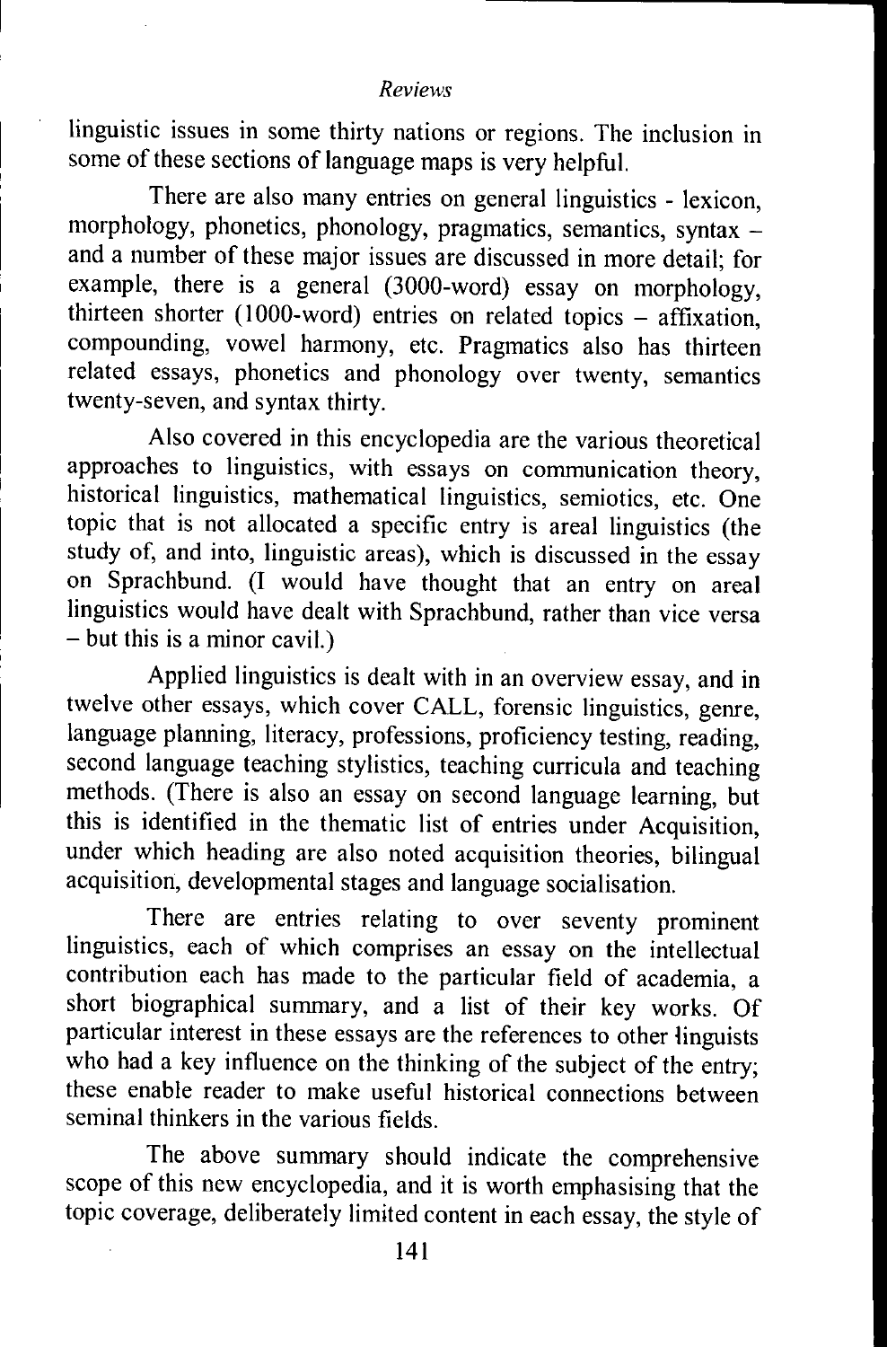linguistic issues in some thirty nations or regions. The inclusion in some of these sections of language maps is very helpful.

There are also many entries on general linguistics - lexicon, morphology, phonetics, phonology, pragmatics, semantics, syntax – and a number of these major issues are discussed in more detail; for example, there is a general (3000-word) essay on morphology, thirteen shorter (1000-word) entries on related topics – affixation, compounding, vowel harmony, etc. Pragmatics also has thirteen related essays, phonetics and phonology over twenty, semantics twenty-seven, and syntax thirty.

Also covered in this encyclopedia are the various theoretical approaches to linguistics, with essays on communication theory, historical linguistics, mathematical linguistics, semiotics, etc. One topic that is not allocated a specific entry is areal linguistics (the study of, and into, linguistic areas), which is discussed in the essay on Sprachbund. (I would have thought that an entry on areal linguistics would have dealt with Sprachbund, rather than vice versa – but this is a minor cavil.)

Applied linguistics is dealt with in an overview essay, and in twelve other essays, which cover CALL, forensic linguistics, genre, language planning, literacy, professions, proficiency testing, reading, second language teaching stylistics, teaching curricula and teaching methods. (There is also an essay on second language learning, but this is identified in the thematic list of entries under Acquisition, under which heading are also noted acquisition theories, bilingual acquisition, developmental stages and language socialisation.

There are entries relating to over seventy prominent linguistics, each of which comprises an essay on the intellectual contribution each has made to the particular field of academia, a short biographical summary, and a list of their key works. Of particular interest in these essays are the references to other linguists who had a key influence on the thinking of the subject of the entry; these enable reader to make useful historical connections between seminal thinkers in the various fields.

The above summary should indicate the comprehensive scope of this new encyclopedia, and it is worth emphasising that the topic coverage, deliberately limited content in each essay, the style of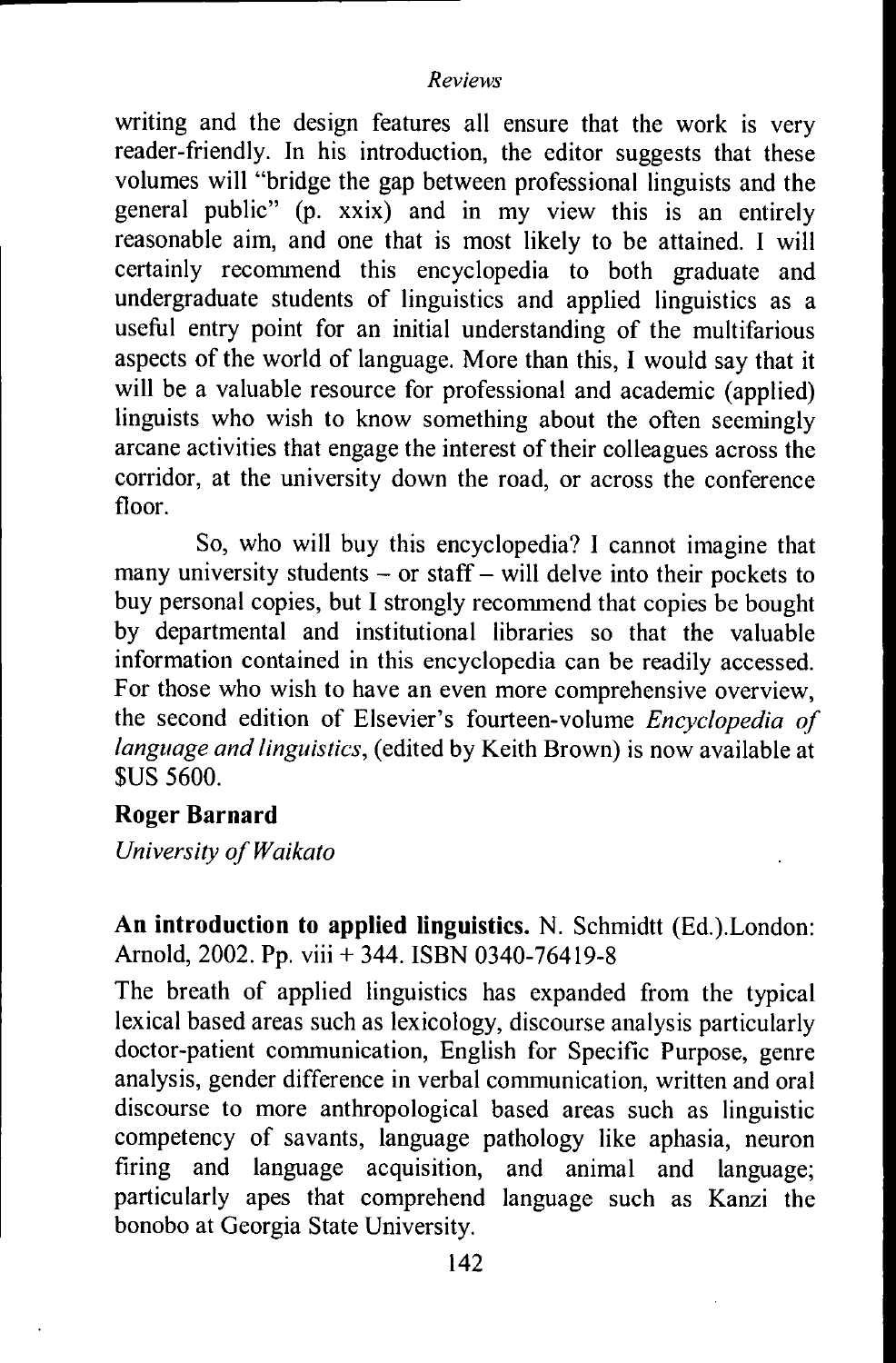writing and the design features all ensure that the work is very reader-friendly. In his introduction, the editor suggests that these volumes will "bridge the gap between professional linguists and the general public" (p. xxix) and in my view this is an entirely reasonable aim, and one that is most likely to be attained. I will certainly recommend this encyclopedia to both graduate and undergraduate students of linguistics and applied linguistics as a useful entry point for an initial understanding of the multifarious aspects of the world of language. More than this, I would say that it will be a valuable resource for professional and academic (applied) linguists who wish to know something about the often seemingly arcane activities that engage the interest of their colleagues across the corridor, at the university down the road, or across the conference floor.

So, who will buy this encyclopedia? I cannot imagine that many university students – or staff – will delve into their pockets to buy personal copies, but I strongly recommend that copies be bought by departmental and institutional libraries so that the valuable information contained in this encyclopedia can be readily accessed. For those who wish to have an even more comprehensive overview, the second edition of Elsevier's fourteen-volume *Encyclopedia of language and linguistics*, (edited by Keith Brown) is now available at $US 5600.

**Roger Barnard**

*University of Waikato*

**An introduction to applied linguistics.** N. Schmidtt (Ed.).London: Arnold, 2002. Pp. viii + 344. ISBN 0340-76419-8

The breath of applied linguistics has expanded from the typical lexical based areas such as lexicology, discourse analysis particularly doctor-patient communication, English for Specific Purpose, genre analysis, gender difference in verbal communication, written and oral discourse to more anthropological based areas such as linguistic competency of savants, language pathology like aphasia, neuron firing and language acquisition, and animal and language; particularly apes that comprehend language such as Kanzi the bonobo at Georgia State University.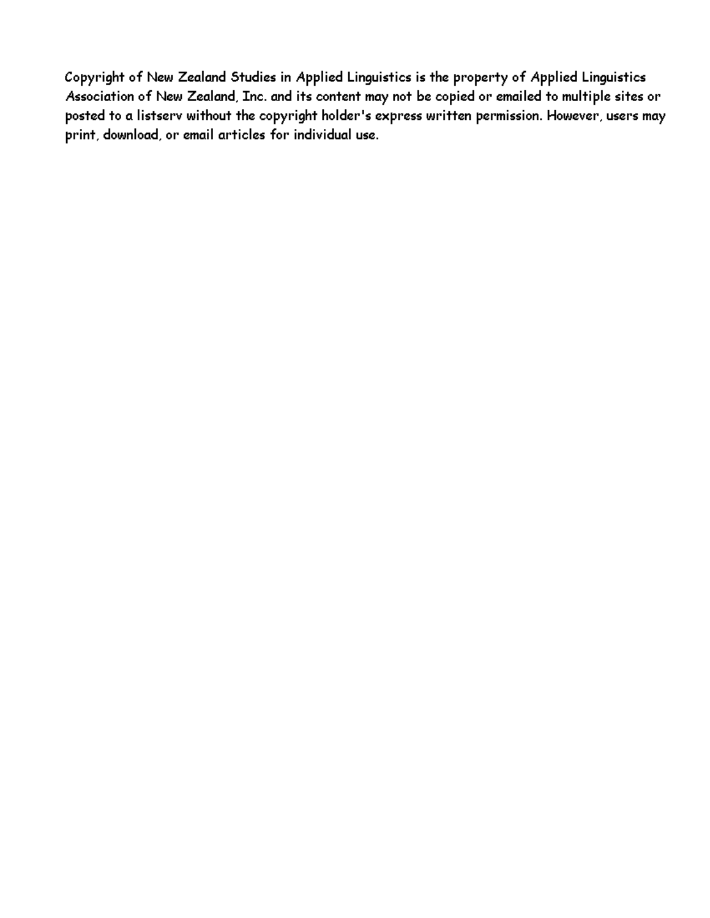Copyright of New Zealand Studies in Applied Linguistics is the property of Applied Linguistics Association of New Zealand, Inc. and its content may not be copied or emailed to multiple sites or posted to a listserv without the copyright holder's express written permission. However, users may print, download, or email articles for individual use.